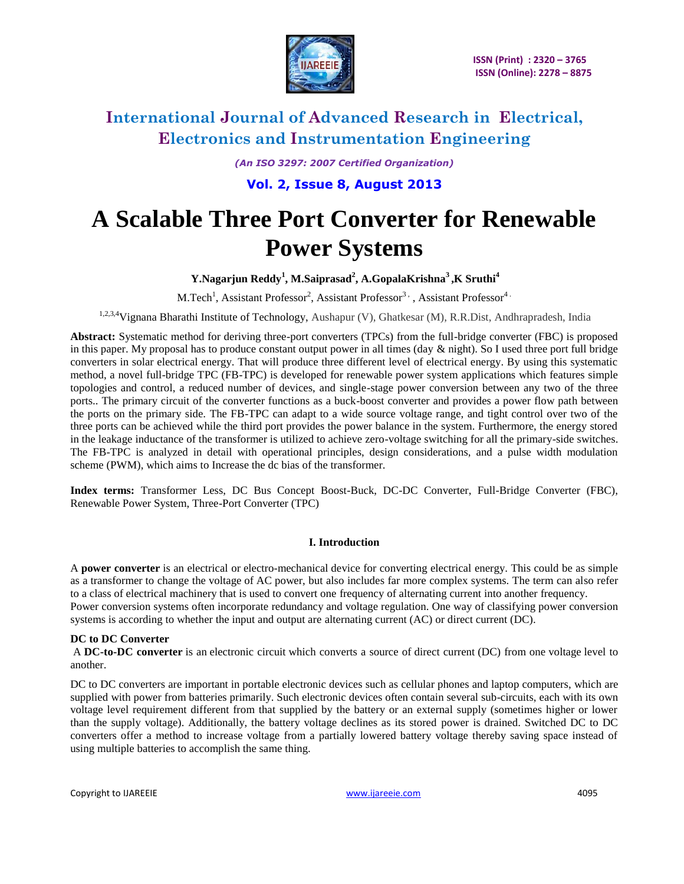# A Scalable Three Port Converter for Renewable Power Systems

**Y.Nagarjun Reddy[1], M.Saiprasad[2], A.GopalaKrishna[3] ,K Sruthi[4]**

M.Tech[1], Assistant Professor[2], Assistant Professor[3] , Assistant Professor[4]

[1,2,3,4]Vignana Bharathi Institute of Technology, Aushapur (V), Ghatkesar (M), R.R.Dist, Andhrapradesh, India

**Abstract:** Systematic method for deriving three-port converters (TPCs) from the full-bridge converter (FBC) is proposed in this paper. My proposal has to produce constant output power in all times (day & night). So I used three port full bridge converters in solar electrical energy. That will produce three different level of electrical energy. By using this systematic method, a novel full-bridge TPC (FB-TPC) is developed for renewable power system applications which features simple topologies and control, a reduced number of devices, and single-stage power conversion between any two of the three ports.. The primary circuit of the converter functions as a buck-boost converter and provides a power flow path between the ports on the primary side. The FB-TPC can adapt to a wide source voltage range, and tight control over two of the three ports can be achieved while the third port provides the power balance in the system. Furthermore, the energy stored in the leakage inductance of the transformer is utilized to achieve zero-voltage switching for all the primary-side switches. The FB-TPC is analyzed in detail with operational principles, design considerations, and a pulse width modulation scheme (PWM), which aims to Increase the dc bias of the transformer.

**Index terms:** Transformer Less, DC Bus Concept Boost-Buck, DC-DC Converter, Full-Bridge Converter (FBC), Renewable Power System, Three-Port Converter (TPC)

## I. Introduction

A **power converter** is an electrical or electro-mechanical device for converting electrical energy. This could be as simple as a transformer to change the voltage of AC power, but also includes far more complex systems. The term can also refer to a class of electrical machinery that is used to convert one frequency of alternating current into another frequency.
Power conversion systems often incorporate redundancy and voltage regulation. One way of classifying power conversion systems is according to whether the input and output are alternating current (AC) or direct current (DC).

### DC to DC Converter

A **DC-to-DC converter** is an electronic circuit which converts a source of direct current (DC) from one voltage level to another.

DC to DC converters are important in portable electronic devices such as cellular phones and laptop computers, which are supplied with power from batteries primarily. Such electronic devices often contain several sub-circuits, each with its own voltage level requirement different from that supplied by the battery or an external supply (sometimes higher or lower than the supply voltage). Additionally, the battery voltage declines as its stored power is drained. Switched DC to DC converters offer a method to increase voltage from a partially lowered battery voltage thereby saving space instead of using multiple batteries to accomplish the same thing.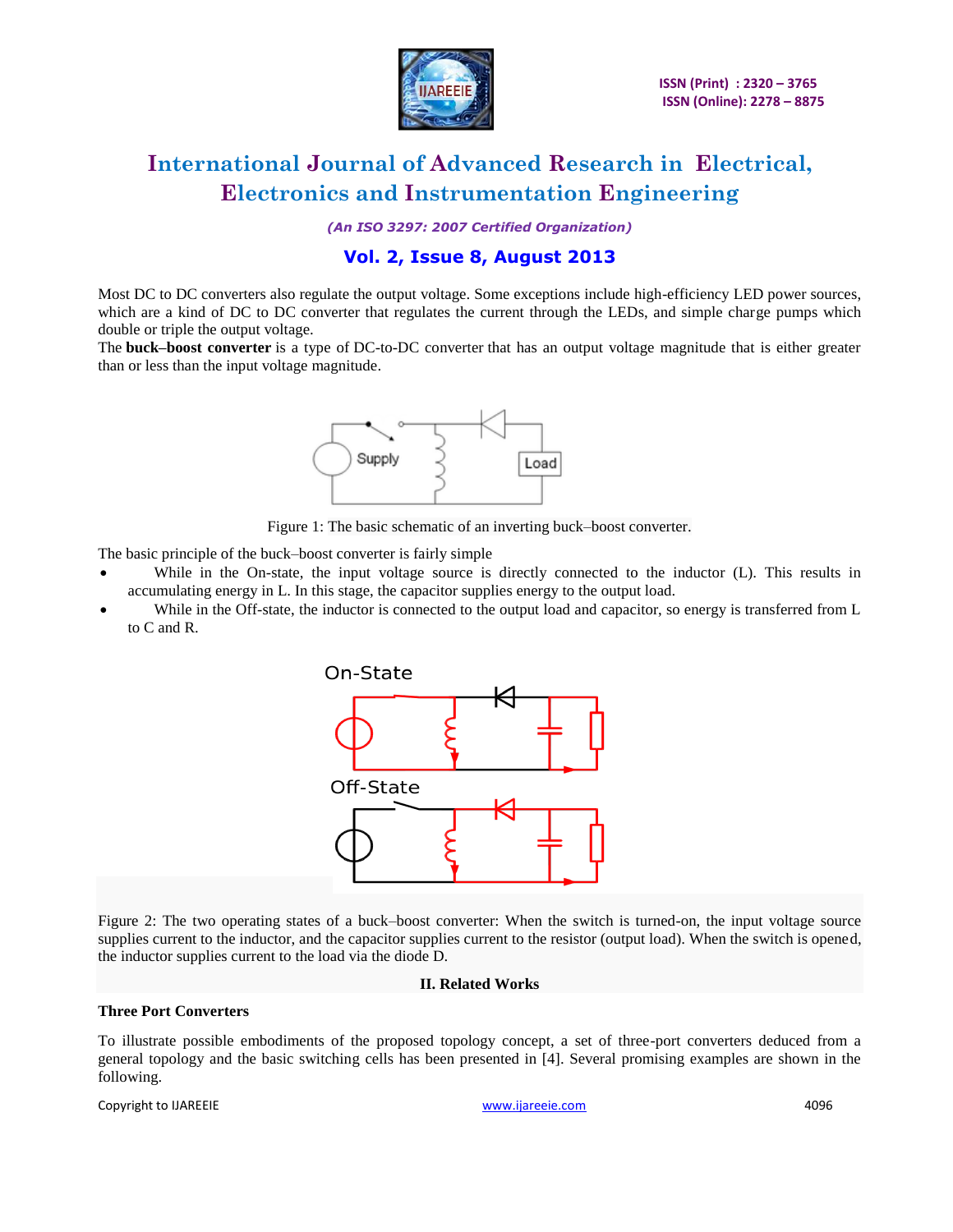Most DC to DC converters also regulate the output voltage. Some exceptions include high-efficiency LED power sources, which are a kind of DC to DC converter that regulates the current through the LEDs, and simple charge pumps which double or triple the output voltage.

The **buck–boost converter** is a type of DC-to-DC converter that has an output voltage magnitude that is either greater than or less than the input voltage magnitude.

Figure 1: The basic schematic of an inverting buck–boost converter.

The basic principle of the buck–boost converter is fairly simple

- While in the On-state, the input voltage source is directly connected to the inductor (L). This results in accumulating energy in L. In this stage, the capacitor supplies energy to the output load.
- While in the Off-state, the inductor is connected to the output load and capacitor, so energy is transferred from L to C and R.

Figure 2: The two operating states of a buck–boost converter: When the switch is turned-on, the input voltage source supplies current to the inductor, and the capacitor supplies current to the resistor (output load). When the switch is opened, the inductor supplies current to the load via the diode D.

## II. Related Works

**Three Port Converters**

To illustrate possible embodiments of the proposed topology concept, a set of three-port converters deduced from a general topology and the basic switching cells has been presented in [4]. Several promising examples are shown in the following.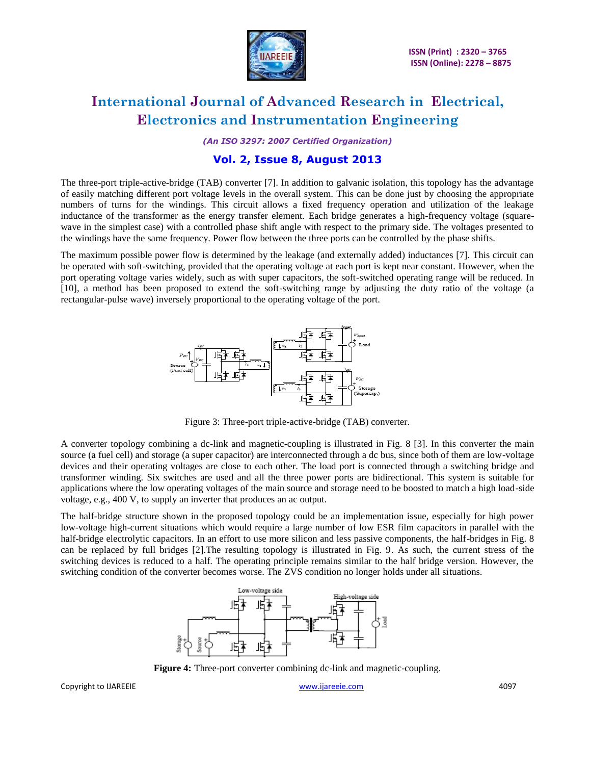The three-port triple-active-bridge (TAB) converter [7]. In addition to galvanic isolation, this topology has the advantage of easily matching different port voltage levels in the overall system. This can be done just by choosing the appropriate numbers of turns for the windings. This circuit allows a fixed frequency operation and utilization of the leakage inductance of the transformer as the energy transfer element. Each bridge generates a high-frequency voltage (square-wave in the simplest case) with a controlled phase shift angle with respect to the primary side. The voltages presented to the windings have the same frequency. Power flow between the three ports can be controlled by the phase shifts.

The maximum possible power flow is determined by the leakage (and externally added) inductances [7]. This circuit can be operated with soft-switching, provided that the operating voltage at each port is kept near constant. However, when the port operating voltage varies widely, such as with super capacitors, the soft-switched operating range will be reduced. In [10], a method has been proposed to extend the soft-switching range by adjusting the duty ratio of the voltage (a rectangular-pulse wave) inversely proportional to the operating voltage of the port.

Figure 3: Three-port triple-active-bridge (TAB) converter.

A converter topology combining a dc-link and magnetic-coupling is illustrated in Fig. 8 [3]. In this converter the main source (a fuel cell) and storage (a super capacitor) are interconnected through a dc bus, since both of them are low-voltage devices and their operating voltages are close to each other. The load port is connected through a switching bridge and transformer winding. Six switches are used and all the three power ports are bidirectional. This system is suitable for applications where the low operating voltages of the main source and storage need to be boosted to match a high load-side voltage, e.g., 400 V, to supply an inverter that produces an ac output.

The half-bridge structure shown in the proposed topology could be an implementation issue, especially for high power low-voltage high-current situations which would require a large number of low ESR film capacitors in parallel with the half-bridge electrolytic capacitors. In an effort to use more silicon and less passive components, the half-bridges in Fig. 8 can be replaced by full bridges [2].The resulting topology is illustrated in Fig. 9. As such, the current stress of the switching devices is reduced to a half. The operating principle remains similar to the half bridge version. However, the switching condition of the converter becomes worse. The ZVS condition no longer holds under all situations.

**Figure 4:** Three-port converter combining dc-link and magnetic-coupling.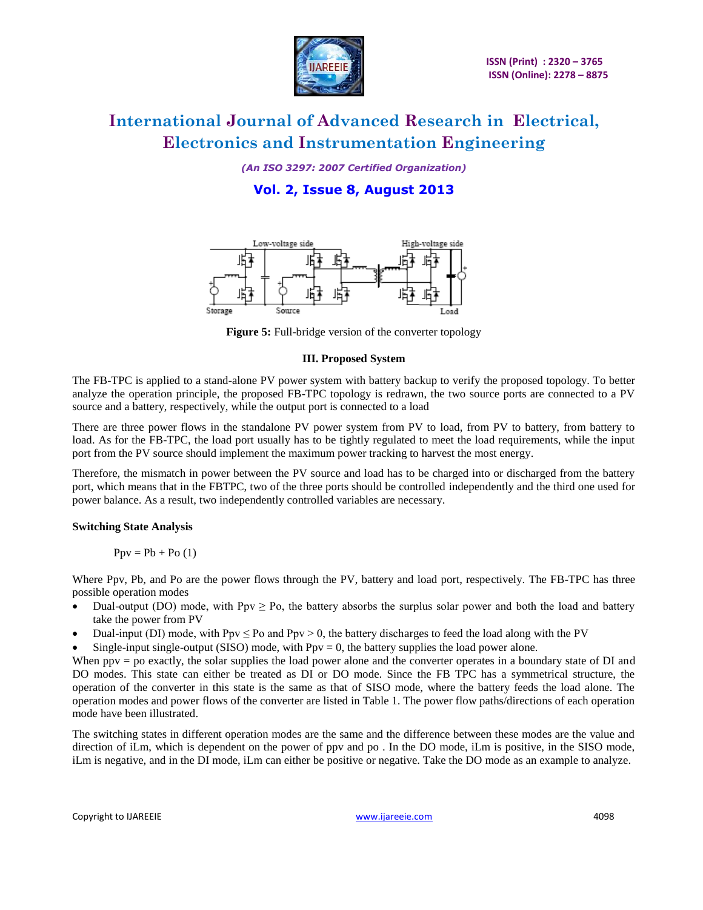**Figure 5:** Full-bridge version of the converter topology

### III. Proposed System

The FB-TPC is applied to a stand-alone PV power system with battery backup to verify the proposed topology. To better analyze the operation principle, the proposed FB-TPC topology is redrawn, the two source ports are connected to a PV source and a battery, respectively, while the output port is connected to a load

There are three power flows in the standalone PV power system from PV to load, from PV to battery, from battery to load. As for the FB-TPC, the load port usually has to be tightly regulated to meet the load requirements, while the input port from the PV source should implement the maximum power tracking to harvest the most energy.

Therefore, the mismatch in power between the PV source and load has to be charged into or discharged from the battery port, which means that in the FBTPC, two of the three ports should be controlled independently and the third one used for power balance. As a result, two independently controlled variables are necessary.

**Switching State Analysis**

$$P_{pv} = P_b + P_o \quad (1)$$

Where $P_{pv}$, $P_b$, and $P_o$ are the power flows through the PV, battery and load port, respectively. The FB-TPC has three possible operation modes

- Dual-output (DO) mode, with $P_{pv} \geq P_o$, the battery absorbs the surplus solar power and both the load and battery take the power from PV
- Dual-input (DI) mode, with $P_{pv} \leq P_o$ and $P_{pv} > 0$, the battery discharges to feed the load along with the PV
- Single-input single-output (SISO) mode, with $P_{pv} = 0$, the battery supplies the load power alone.

When $p_{pv} = p_o$ exactly, the solar supplies the load power alone and the converter operates in a boundary state of DI and DO modes. This state can either be treated as DI or DO mode. Since the FB TPC has a symmetrical structure, the operation of the converter in this state is the same as that of SISO mode, where the battery feeds the load alone. The operation modes and power flows of the converter are listed in Table 1. The power flow paths/directions of each operation mode have been illustrated.

The switching states in different operation modes are the same and the difference between these modes are the value and direction of $i_{Lm}$, which is dependent on the power of $p_{pv}$ and $p_o$ . In the DO mode, $i_{Lm}$ is positive, in the SISO mode, $i_{Lm}$ is negative, and in the DI mode, $i_{Lm}$ can either be positive or negative. Take the DO mode as an example to analyze.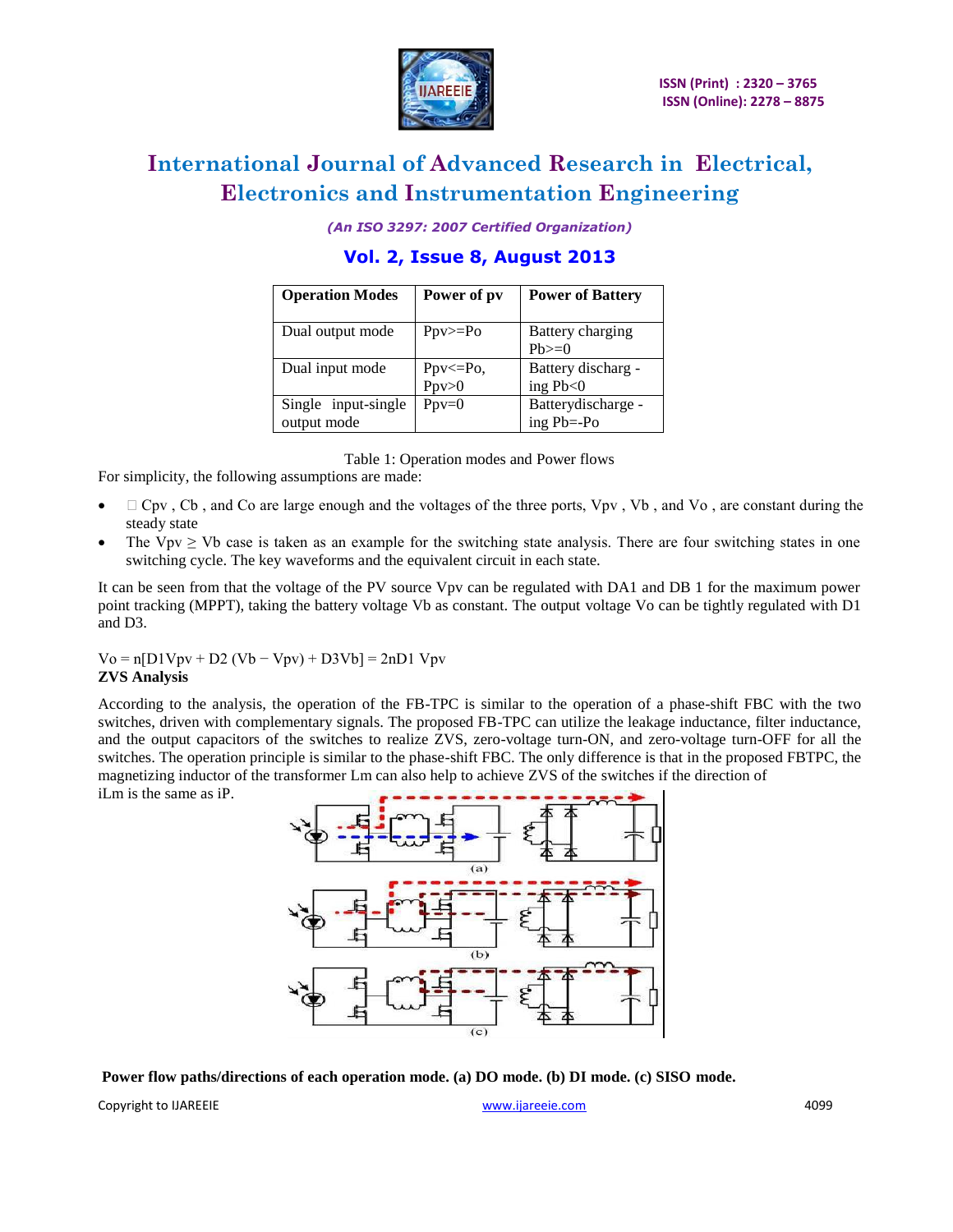| Operation Modes | Power of pv | Power of Battery |
|---|---|---|
| Dual output mode | Ppv>=Po | Battery charging Pb>=0 |
| Dual input mode | Ppv<=Po, Ppv>0 | Battery discharg - ing Pb<0 |
| Single input-single output mode | Ppv=0 | Batterydischarge - ing Pb=-Po |

Table 1: Operation modes and Power flows

For simplicity, the following assumptions are made:

- □ $C_{pv}$ , $C_b$ , and $C_o$ are large enough and the voltages of the three ports, $V_{pv}$ , $V_b$ , and $V_o$ , are constant during the steady state
- The $V_{pv} \geq V_b$ case is taken as an example for the switching state analysis. There are four switching states in one switching cycle. The key waveforms and the equivalent circuit in each state.

It can be seen from that the voltage of the PV source $V_{pv}$ can be regulated with $D_{A1}$ and $D_{B1}$ for the maximum power point tracking (MPPT), taking the battery voltage $V_b$ as constant. The output voltage $V_o$ can be tightly regulated with $D_1$ and $D_3$.

$$V_o = n[D_1V_{pv} + D_2 (V_b - V_{pv}) + D_3V_b] = 2nD_1 V_{pv}$$

**ZVS Analysis**

According to the analysis, the operation of the FB-TPC is similar to the operation of a phase-shift FBC with the two switches, driven with complementary signals. The proposed FB-TPC can utilize the leakage inductance, filter inductance, and the output capacitors of the switches to realize ZVS, zero-voltage turn-ON, and zero-voltage turn-OFF for all the switches. The operation principle is similar to the phase-shift FBC. The only difference is that in the proposed FBTPC, the magnetizing inductor of the transformer $L_m$ can also help to achieve ZVS of the switches if the direction of $i_{Lm}$ is the same as $i_P$.

**Power flow paths/directions of each operation mode. (a) DO mode. (b) DI mode. (c) SISO mode.**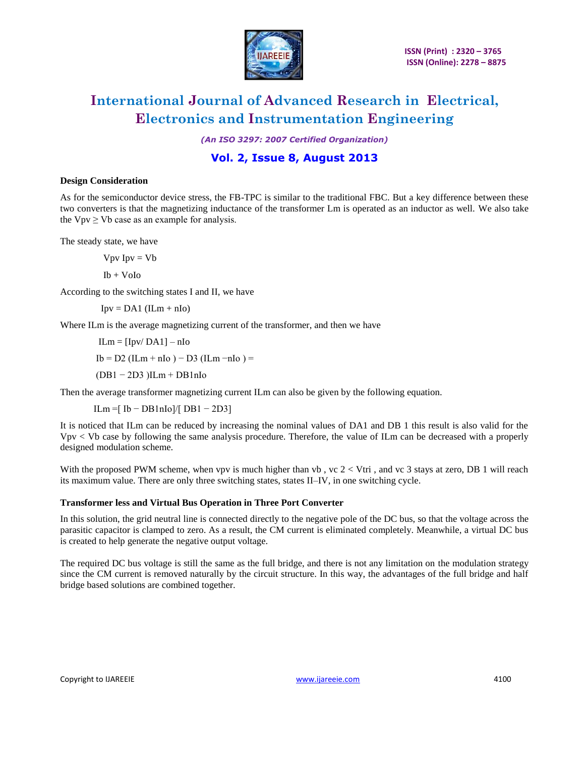### Design Consideration

As for the semiconductor device stress, the FB-TPC is similar to the traditional FBC. But a key difference between these two converters is that the magnetizing inductance of the transformer Lm is operated as an inductor as well. We also take the $V_{pv} \geq V_b$ case as an example for analysis.

The steady state, we have

$$V_{pv} I_{pv} = V_b$$

$$I_b + V_o I_o$$

According to the switching states I and II, we have

$$I_{pv} = D_{A1} (I_{Lm} + nI_o)$$

Where $I_{Lm}$ is the average magnetizing current of the transformer, and then we have

$$I_{Lm} = [I_{pv}/ D_{A1}] - nI_o$$

$$I_b = D_2 (I_{Lm} + nI_o) - D_3 (I_{Lm} - nI_o) =$$

$$(D_{B1} - 2D_3) I_{Lm} + D_{B1} n I_o$$

Then the average transformer magnetizing current $I_{Lm}$ can also be given by the following equation.

$$I_{Lm} = [I_b - D_{B1} n I_o]/[D_{B1} - 2D_3]$$

It is noticed that $I_{Lm}$ can be reduced by increasing the nominal values of $D_{A1}$ and $D_{B1}$ this result is also valid for the $V_{pv} < V_b$ case by following the same analysis procedure. Therefore, the value of $I_{Lm}$ can be decreased with a properly designed modulation scheme.

With the proposed PWM scheme, when $v_{pv}$ is much higher than $v_b$, $v_{c2} < V_{tri}$, and $v_{c3}$ stays at zero, $D_{B1}$ will reach its maximum value. There are only three switching states, states II–IV, in one switching cycle.

### Transformer less and Virtual Bus Operation in Three Port Converter

In this solution, the grid neutral line is connected directly to the negative pole of the DC bus, so that the voltage across the parasitic capacitor is clamped to zero. As a result, the CM current is eliminated completely. Meanwhile, a virtual DC bus is created to help generate the negative output voltage.

The required DC bus voltage is still the same as the full bridge, and there is not any limitation on the modulation strategy since the CM current is removed naturally by the circuit structure. In this way, the advantages of the full bridge and half bridge based solutions are combined together.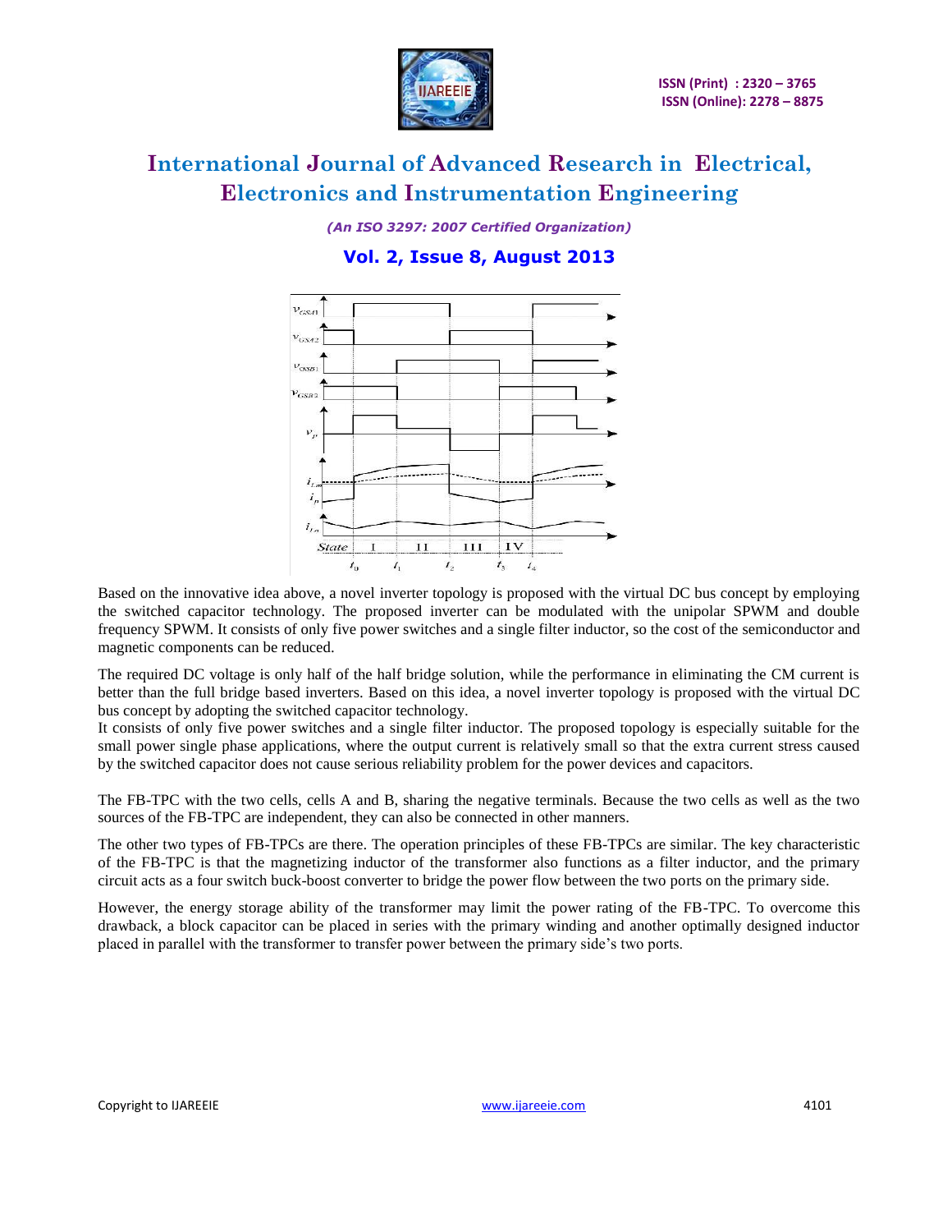Based on the innovative idea above, a novel inverter topology is proposed with the virtual DC bus concept by employing the switched capacitor technology. The proposed inverter can be modulated with the unipolar SPWM and double frequency SPWM. It consists of only five power switches and a single filter inductor, so the cost of the semiconductor and magnetic components can be reduced.

The required DC voltage is only half of the half bridge solution, while the performance in eliminating the CM current is better than the full bridge based inverters. Based on this idea, a novel inverter topology is proposed with the virtual DC bus concept by adopting the switched capacitor technology.
It consists of only five power switches and a single filter inductor. The proposed topology is especially suitable for the small power single phase applications, where the output current is relatively small so that the extra current stress caused by the switched capacitor does not cause serious reliability problem for the power devices and capacitors.

The FB-TPC with the two cells, cells A and B, sharing the negative terminals. Because the two cells as well as the two sources of the FB-TPC are independent, they can also be connected in other manners.

The other two types of FB-TPCs are there. The operation principles of these FB-TPCs are similar. The key characteristic of the FB-TPC is that the magnetizing inductor of the transformer also functions as a filter inductor, and the primary circuit acts as a four switch buck-boost converter to bridge the power flow between the two ports on the primary side.

However, the energy storage ability of the transformer may limit the power rating of the FB-TPC. To overcome this drawback, a block capacitor can be placed in series with the primary winding and another optimally designed inductor placed in parallel with the transformer to transfer power between the primary side's two ports.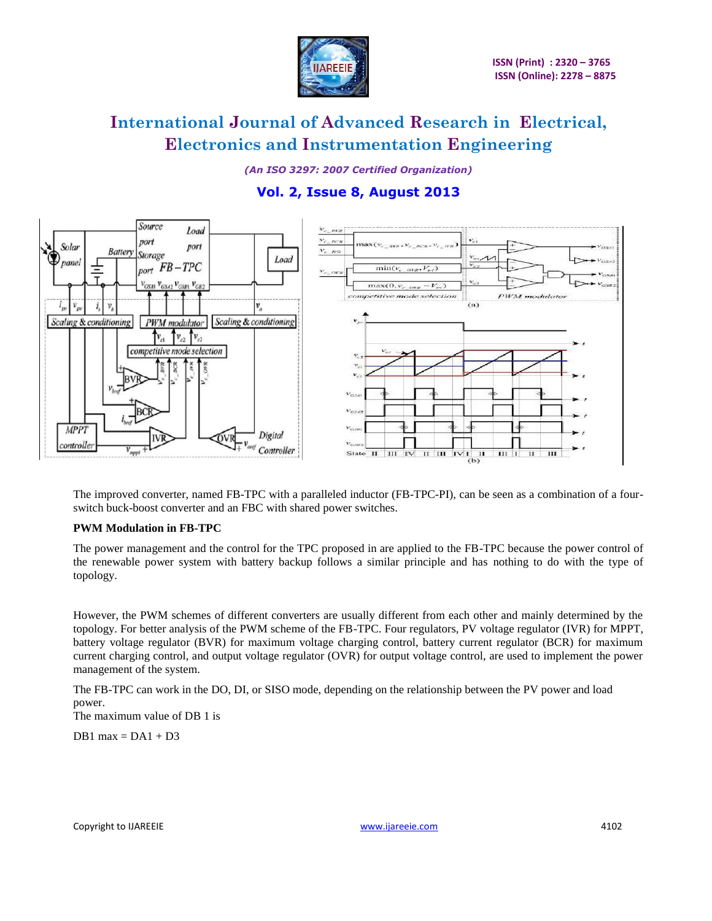The improved converter, named FB-TPC with a paralleled inductor (FB-TPC-PI), can be seen as a combination of a four-switch buck-boost converter and an FBC with shared power switches.

**PWM Modulation in FB-TPC**

The power management and the control for the TPC proposed in are applied to the FB-TPC because the power control of the renewable power system with battery backup follows a similar principle and has nothing to do with the type of topology.

However, the PWM schemes of different converters are usually different from each other and mainly determined by the topology. For better analysis of the PWM scheme of the FB-TPC. Four regulators, PV voltage regulator (IVR) for MPPT, battery voltage regulator (BVR) for maximum voltage charging control, battery current regulator (BCR) for maximum current charging control, and output voltage regulator (OVR) for output voltage control, are used to implement the power management of the system.

The FB-TPC can work in the DO, DI, or SISO mode, depending on the relationship between the PV power and load power.

The maximum value of DB 1 is

$$DB1\ max = DA1 + D3$$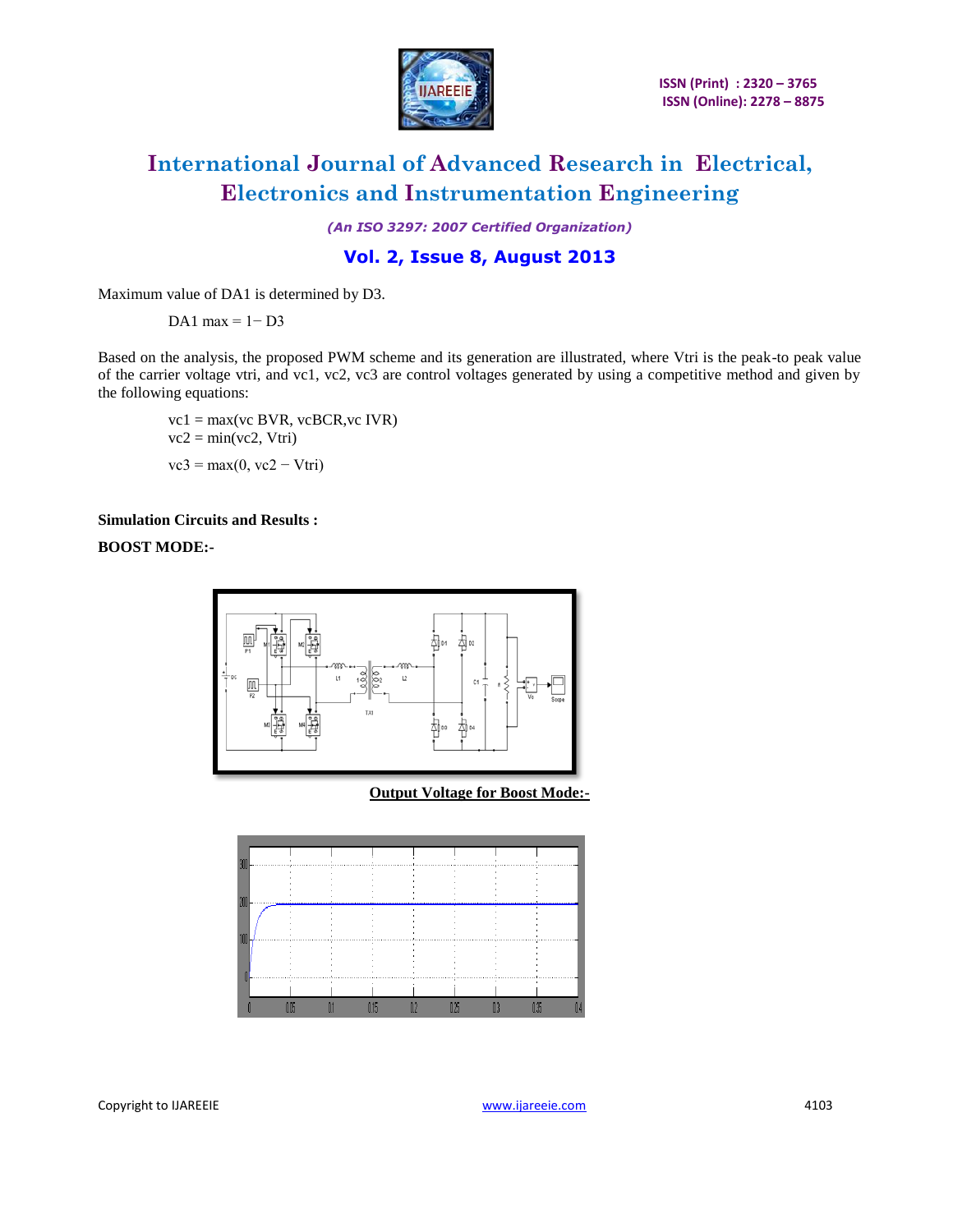Maximum value of DA1 is determined by D3.

$$D_{A1\,max} = 1 - D_3$$

Based on the analysis, the proposed PWM scheme and its generation are illustrated, where Vtri is the peak-to peak value of the carrier voltage vtri, and vc1, vc2, vc3 are control voltages generated by using a competitive method and given by the following equations:

$$v_{c1} = \max(v_{c\,BVR}, v_{cBCR}, v_{c\,IVR})$$
$$v_{c2} = \min(v_{c2}, V_{tri})$$
$$v_{c3} = \max(0, v_{c2} - V_{tri})$$

**Simulation Circuits and Results :**

**BOOST MODE:-**

**Output Voltage for Boost Mode:-**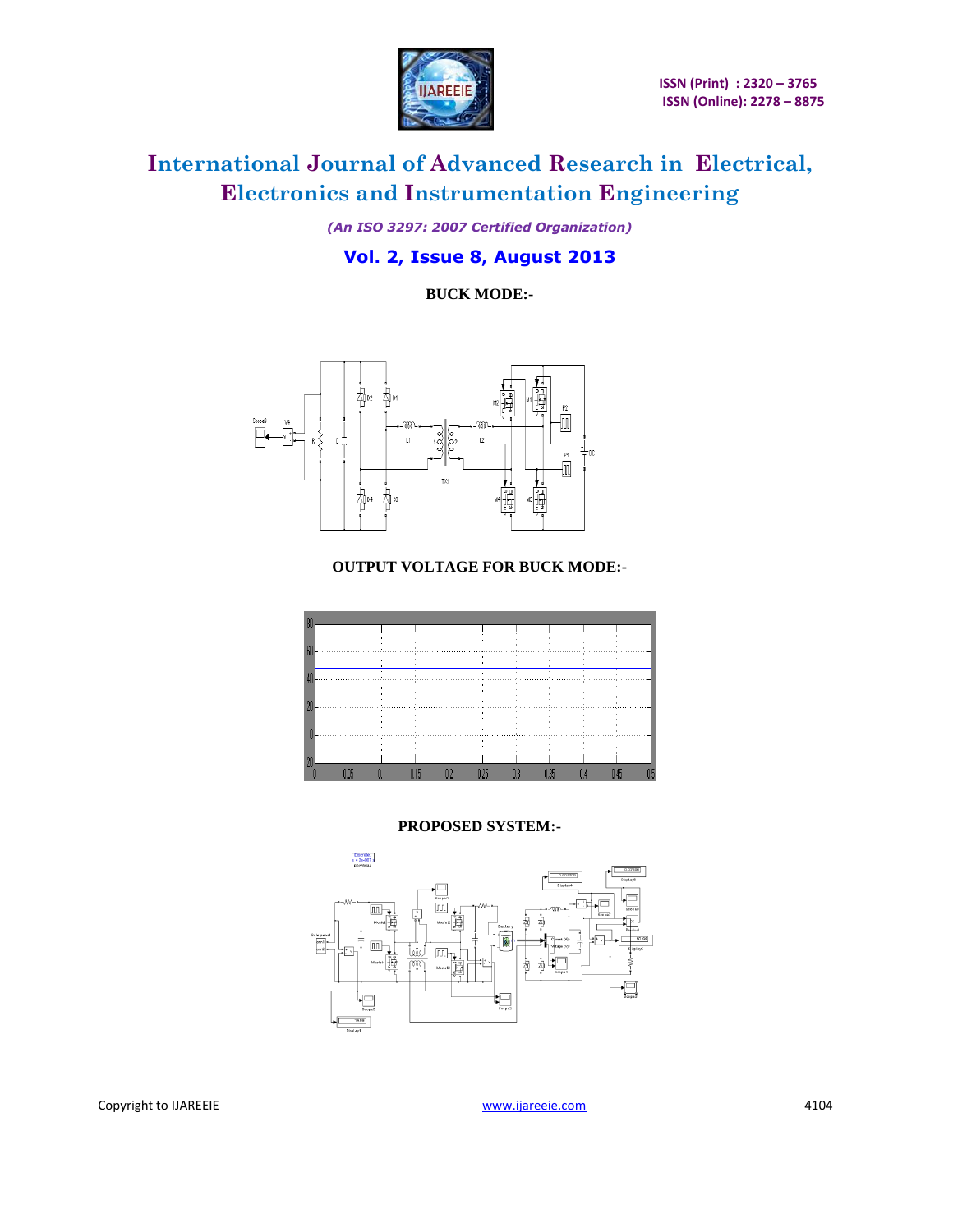**BUCK MODE:-**

**OUTPUT VOLTAGE FOR BUCK MODE:-**

**PROPOSED SYSTEM:-**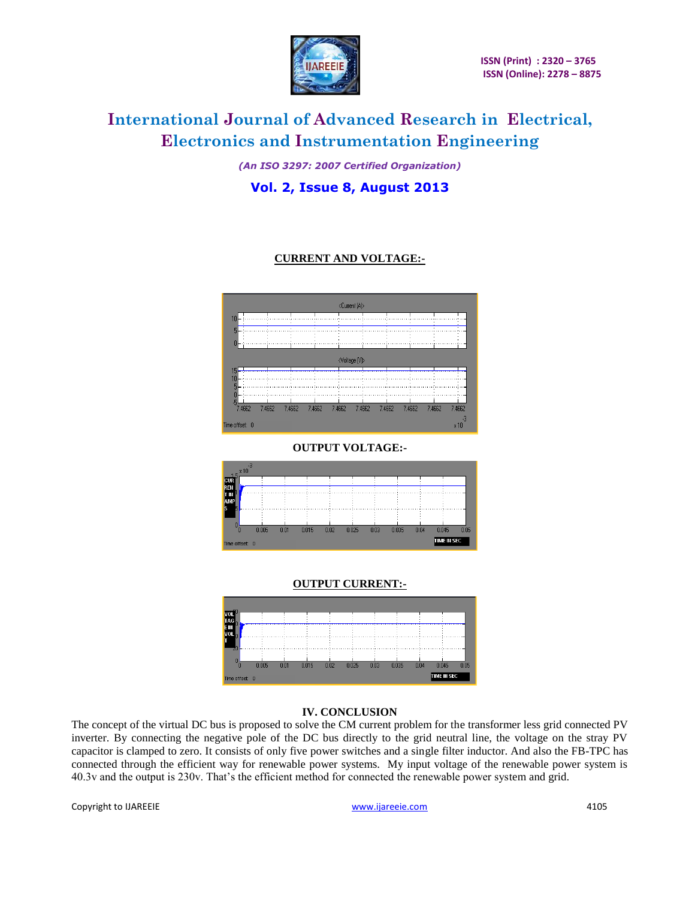**CURRENT AND VOLTAGE:-**

**OUTPUT VOLTAGE:-**

**OUTPUT CURRENT:-**

## IV. CONCLUSION

The concept of the virtual DC bus is proposed to solve the CM current problem for the transformer less grid connected PV inverter. By connecting the negative pole of the DC bus directly to the grid neutral line, the voltage on the stray PV capacitor is clamped to zero. It consists of only five power switches and a single filter inductor. And also the FB-TPC has connected through the efficient way for renewable power systems. My input voltage of the renewable power system is 40.3v and the output is 230v. That's the efficient method for connected the renewable power system and grid.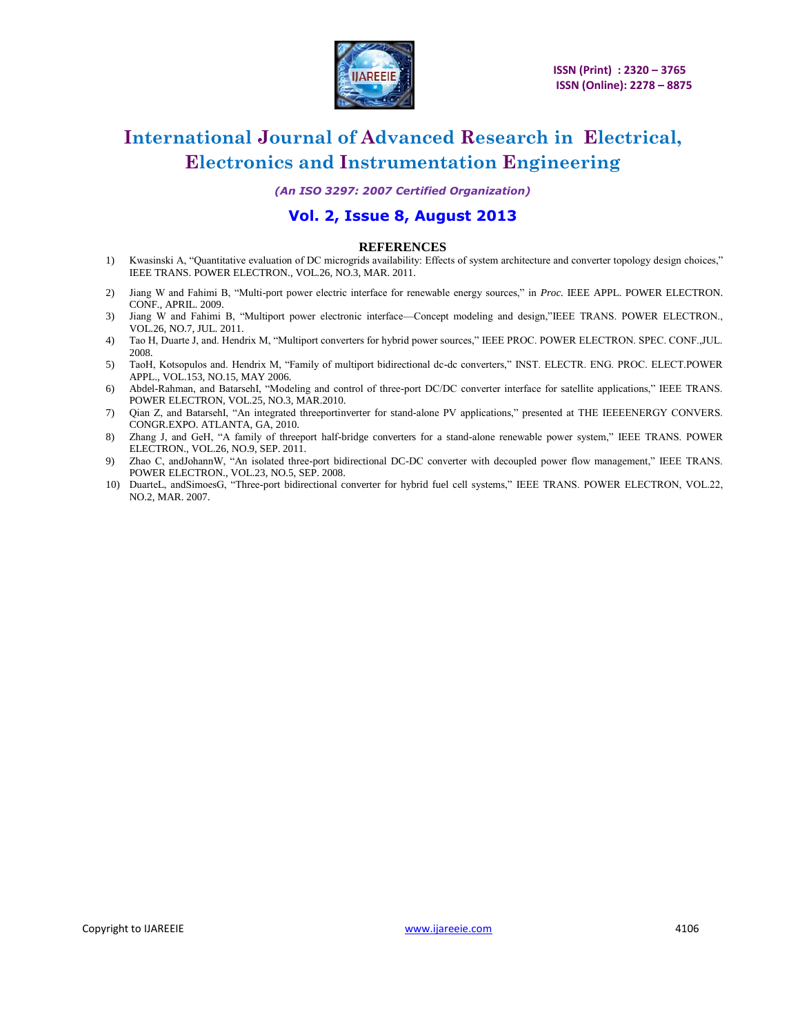## REFERENCES

1) Kwasinski A, “Quantitative evaluation of DC microgrids availability: Effects of system architecture and converter topology design choices,” IEEE TRANS. POWER ELECTRON., VOL.26, NO.3, MAR. 2011.

2) Jiang W and Fahimi B, “Multi-port power electric interface for renewable energy sources,” in *Proc.* IEEE APPL. POWER ELECTRON. CONF., APRIL. 2009.
3) Jiang W and Fahimi B, “Multiport power electronic interface—Concept modeling and design,”IEEE TRANS. POWER ELECTRON., VOL.26, NO.7, JUL. 2011.
4) Tao H, Duarte J, and. Hendrix M, “Multiport converters for hybrid power sources,” IEEE PROC. POWER ELECTRON. SPEC. CONF.,JUL. 2008.
5) TaoH, Kotsopulos and. Hendrix M, “Family of multiport bidirectional dc-dc converters,” INST. ELECTR. ENG. PROC. ELECT.POWER APPL., VOL.153, NO.15, MAY 2006.
6) Abdel-Rahman, and BatarsehI, “Modeling and control of three-port DC/DC converter interface for satellite applications,” IEEE TRANS. POWER ELECTRON, VOL.25, NO.3, MAR.2010.
7) Qian Z, and BatarsehI, “An integrated threeportinverter for stand-alone PV applications,” presented at THE IEEEENERGY CONVERS. CONGR.EXPO. ATLANTA, GA, 2010.
8) Zhang J, and GeH, “A family of threeport half-bridge converters for a stand-alone renewable power system,” IEEE TRANS. POWER ELECTRON., VOL.26, NO.9, SEP. 2011.
9) Zhao C, andJohannW, “An isolated three-port bidirectional DC-DC converter with decoupled power flow management,” IEEE TRANS. POWER ELECTRON., VOL.23, NO.5, SEP. 2008.
10) DuarteL, andSimoesG, “Three-port bidirectional converter for hybrid fuel cell systems,” IEEE TRANS. POWER ELECTRON, VOL.22, NO.2, MAR. 2007.